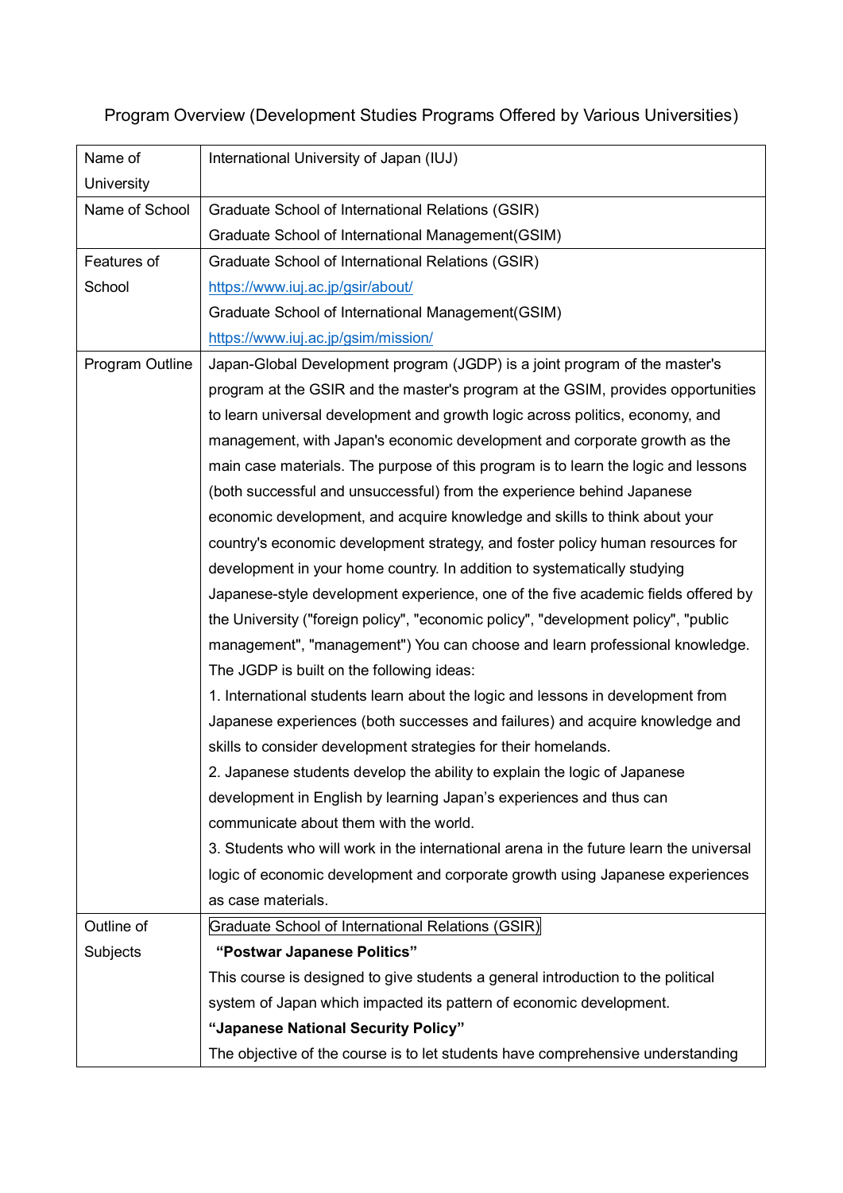Program Overview (Development Studies Programs Offered by Various Universities)

| Name of University | International University of Japan (IUJ) |
|---|---|
| Name of School | Graduate School of International Relations (GSIR)<br>Graduate School of International Management(GSIM) |
| Features of School | Graduate School of International Relations (GSIR)<br>https://www.iuj.ac.jp/gsir/about/<br>Graduate School of International Management(GSIM)<br>https://www.iuj.ac.jp/gsim/mission/ |
| Program Outline | Japan-Global Development program (JGDP) is a joint program of the master's program at the GSIR and the master's program at the GSIM, provides opportunities to learn universal development and growth logic across politics, economy, and management, with Japan's economic development and corporate growth as the main case materials. The purpose of this program is to learn the logic and lessons (both successful and unsuccessful) from the experience behind Japanese economic development, and acquire knowledge and skills to think about your country's economic development strategy, and foster policy human resources for development in your home country. In addition to systematically studying Japanese-style development experience, one of the five academic fields offered by the University ("foreign policy", "economic policy", "development policy", "public management", "management") You can choose and learn professional knowledge.<br>The JGDP is built on the following ideas:<br>1. International students learn about the logic and lessons in development from Japanese experiences (both successes and failures) and acquire knowledge and skills to consider development strategies for their homelands.<br>2. Japanese students develop the ability to explain the logic of Japanese development in English by learning Japan's experiences and thus can communicate about them with the world.<br>3. Students who will work in the international arena in the future learn the universal logic of economic development and corporate growth using Japanese experiences as case materials. |
| Outline of Subjects | Graduate School of International Relations (GSIR)<br>**"Postwar Japanese Politics"**<br>This course is designed to give students a general introduction to the political system of Japan which impacted its pattern of economic development.<br>**"Japanese National Security Policy"**<br>The objective of the course is to let students have comprehensive understanding |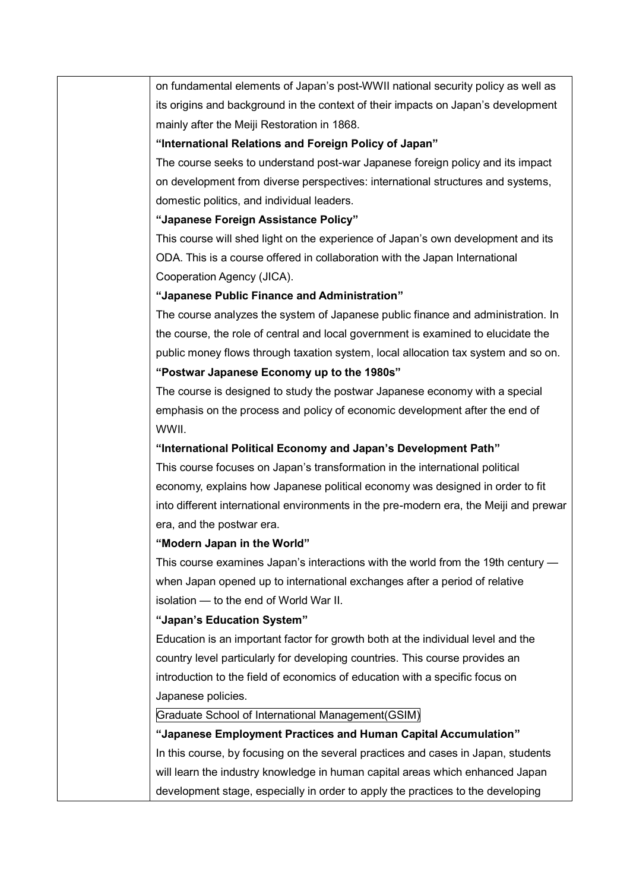| | |
|---|---|
| | on fundamental elements of Japan's post-WWII national security policy as well as its origins and background in the context of their impacts on Japan's development mainly after the Meiji Restoration in 1868.<br>**"International Relations and Foreign Policy of Japan"**<br>The course seeks to understand post-war Japanese foreign policy and its impact on development from diverse perspectives: international structures and systems, domestic politics, and individual leaders.<br>**"Japanese Foreign Assistance Policy"**<br>This course will shed light on the experience of Japan's own development and its ODA. This is a course offered in collaboration with the Japan International Cooperation Agency (JICA).<br>**"Japanese Public Finance and Administration"**<br>The course analyzes the system of Japanese public finance and administration. In the course, the role of central and local government is examined to elucidate the public money flows through taxation system, local allocation tax system and so on.<br>**"Postwar Japanese Economy up to the 1980s"**<br>The course is designed to study the postwar Japanese economy with a special emphasis on the process and policy of economic development after the end of WWII.<br>**"International Political Economy and Japan's Development Path"**<br>This course focuses on Japan's transformation in the international political economy, explains how Japanese political economy was designed in order to fit into different international environments in the pre-modern era, the Meiji and prewar era, and the postwar era.<br>**"Modern Japan in the World"**<br>This course examines Japan's interactions with the world from the 19th century — when Japan opened up to international exchanges after a period of relative isolation — to the end of World War II.<br>**"Japan's Education System"**<br>Education is an important factor for growth both at the individual level and the country level particularly for developing countries. This course provides an introduction to the field of economics of education with a specific focus on Japanese policies.<br>Graduate School of International Management(GSIM)<br>**"Japanese Employment Practices and Human Capital Accumulation"**<br>In this course, by focusing on the several practices and cases in Japan, students will learn the industry knowledge in human capital areas which enhanced Japan development stage, especially in order to apply the practices to the developing |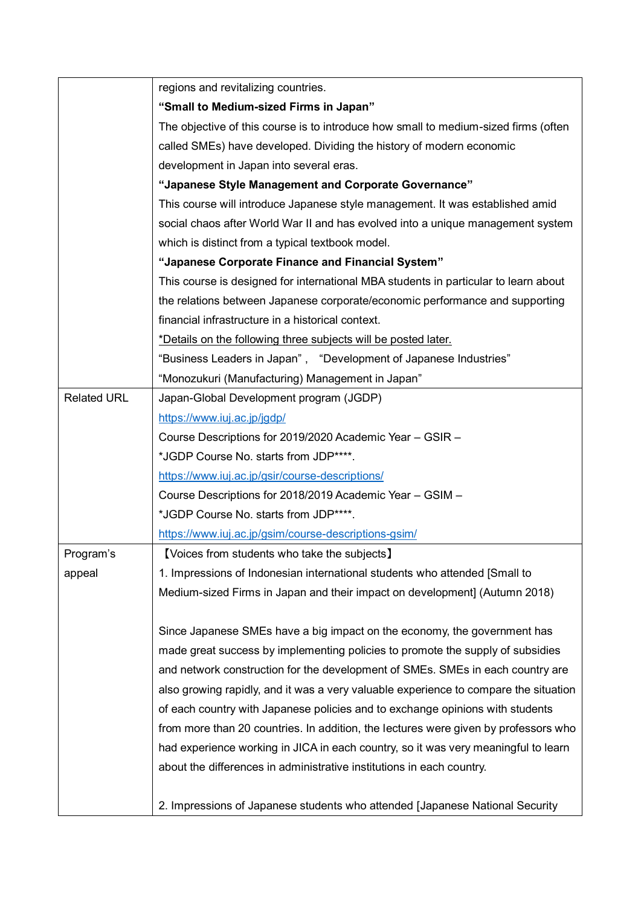| | |
|---|---|
| | regions and revitalizing countries.<br>**"Small to Medium-sized Firms in Japan"**<br>The objective of this course is to introduce how small to medium-sized firms (often called SMEs) have developed. Dividing the history of modern economic development in Japan into several eras.<br>**"Japanese Style Management and Corporate Governance"**<br>This course will introduce Japanese style management. It was established amid social chaos after World War II and has evolved into a unique management system which is distinct from a typical textbook model.<br>**"Japanese Corporate Finance and Financial System"**<br>This course is designed for international MBA students in particular to learn about the relations between Japanese corporate/economic performance and supporting financial infrastructure in a historical context.<br>*Details on the following three subjects will be posted later.<br>"Business Leaders in Japan" ,　"Development of Japanese Industries"<br>"Monozukuri (Manufacturing) Management in Japan" |
| Related URL | Japan-Global Development program (JGDP)<br>https://www.iuj.ac.jp/jgdp/<br>Course Descriptions for 2019/2020 Academic Year – GSIR –<br>*JGDP Course No. starts from JDP****.<br>https://www.iuj.ac.jp/gsir/course-descriptions/<br>Course Descriptions for 2018/2019 Academic Year – GSIM –<br>*JGDP Course No. starts from JDP****.<br>https://www.iuj.ac.jp/gsim/course-descriptions-gsim/ |
| Program's appeal | 【Voices from students who take the subjects】<br>1. Impressions of Indonesian international students who attended [Small to Medium-sized Firms in Japan and their impact on development] (Autumn 2018)<br><br>Since Japanese SMEs have a big impact on the economy, the government has made great success by implementing policies to promote the supply of subsidies and network construction for the development of SMEs. SMEs in each country are also growing rapidly, and it was a very valuable experience to compare the situation of each country with Japanese policies and to exchange opinions with students from more than 20 countries. In addition, the lectures were given by professors who had experience working in JICA in each country, so it was very meaningful to learn about the differences in administrative institutions in each country.<br><br>2. Impressions of Japanese students who attended [Japanese National Security |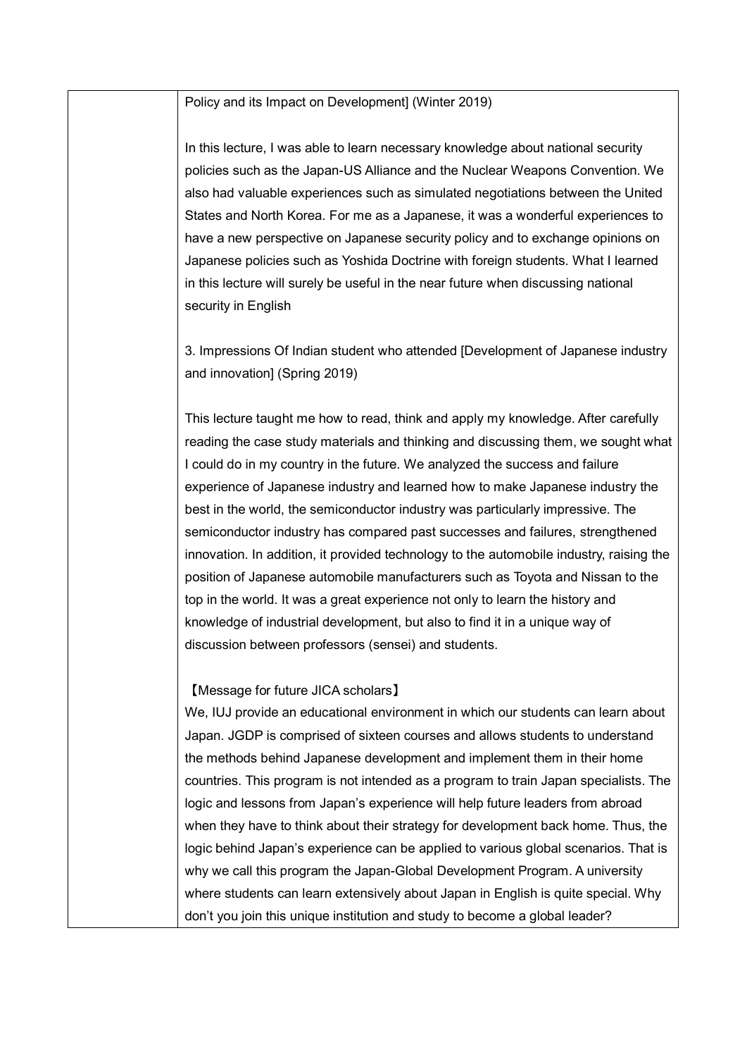Policy and its Impact on Development] (Winter 2019)

In this lecture, I was able to learn necessary knowledge about national security policies such as the Japan-US Alliance and the Nuclear Weapons Convention. We also had valuable experiences such as simulated negotiations between the United States and North Korea. For me as a Japanese, it was a wonderful experiences to have a new perspective on Japanese security policy and to exchange opinions on Japanese policies such as Yoshida Doctrine with foreign students. What I learned in this lecture will surely be useful in the near future when discussing national security in English

3. Impressions Of Indian student who attended [Development of Japanese industry and innovation] (Spring 2019)

This lecture taught me how to read, think and apply my knowledge. After carefully reading the case study materials and thinking and discussing them, we sought what I could do in my country in the future. We analyzed the success and failure experience of Japanese industry and learned how to make Japanese industry the best in the world, the semiconductor industry was particularly impressive. The semiconductor industry has compared past successes and failures, strengthened innovation. In addition, it provided technology to the automobile industry, raising the position of Japanese automobile manufacturers such as Toyota and Nissan to the top in the world. It was a great experience not only to learn the history and knowledge of industrial development, but also to find it in a unique way of discussion between professors (sensei) and students.

【Message for future JICA scholars】

We, IUJ provide an educational environment in which our students can learn about Japan. JGDP is comprised of sixteen courses and allows students to understand the methods behind Japanese development and implement them in their home countries. This program is not intended as a program to train Japan specialists. The logic and lessons from Japan's experience will help future leaders from abroad when they have to think about their strategy for development back home. Thus, the logic behind Japan's experience can be applied to various global scenarios. That is why we call this program the Japan-Global Development Program. A university where students can learn extensively about Japan in English is quite special. Why don't you join this unique institution and study to become a global leader?